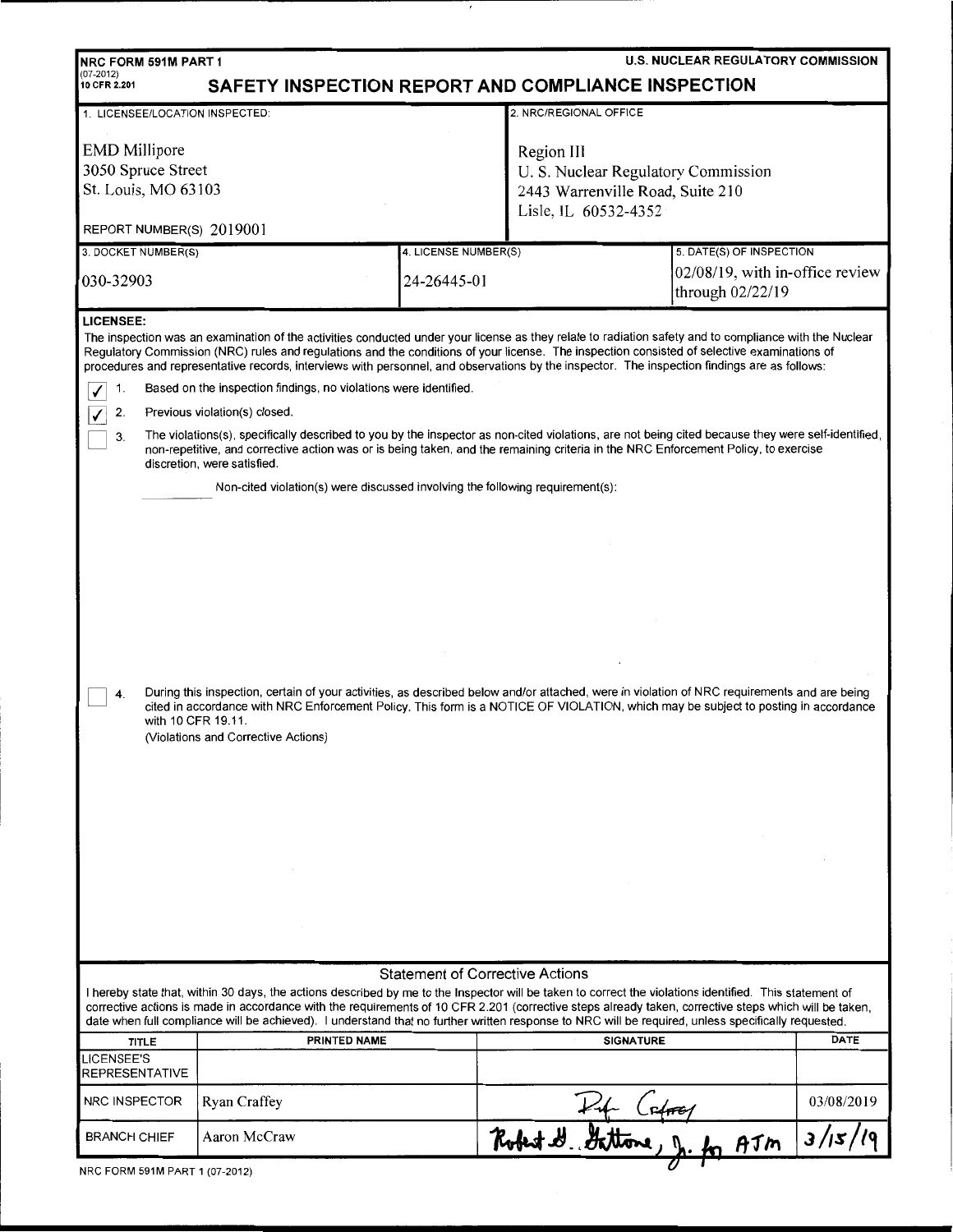NRC FORM 591M PART 1
(07-2012)
10 CFR 2.201

U.S. NUCLEAR REGULATORY COMMISSION

# SAFETY INSPECTION REPORT AND COMPLIANCE INSPECTION

| 1. LICENSEE/LOCATION INSPECTED: | 2. NRC/REGIONAL OFFICE |
|---|---|
| EMD Millipore<br>3050 Spruce Street<br>St. Louis, MO 63103<br><br>REPORT NUMBER(S) 2019001 | Region III<br>U. S. Nuclear Regulatory Commission<br>2443 Warrenville Road, Suite 210<br>Lisle, IL 60532-4352 |

| 3. DOCKET NUMBER(S) | 4. LICENSE NUMBER(S) | 5. DATE(S) OF INSPECTION |
|---|---|---|
| 030-32903 | 24-26445-01 | 02/08/19, with in-office review through 02/22/19 |

**LICENSEE:**

The inspection was an examination of the activities conducted under your license as they relate to radiation safety and to compliance with the Nuclear Regulatory Commission (NRC) rules and regulations and the conditions of your license. The inspection consisted of selective examinations of procedures and representative records, interviews with personnel, and observations by the inspector. The inspection findings are as follows:

- [x] 1. Based on the inspection findings, no violations were identified.
- [x] 2. Previous violation(s) closed.
- [ ] 3. The violations(s), specifically described to you by the inspector as non-cited violations, are not being cited because they were self-identified, non-repetitive, and corrective action was or is being taken, and the remaining criteria in the NRC Enforcement Policy, to exercise discretion, were satisfied.

    _______ Non-cited violation(s) were discussed involving the following requirement(s):

- [ ] 4. During this inspection, certain of your activities, as described below and/or attached, were in violation of NRC requirements and are being cited in accordance with NRC Enforcement Policy. This form is a NOTICE OF VIOLATION, which may be subject to posting in accordance with 10 CFR 19.11.

    (Violations and Corrective Actions)

**Statement of Corrective Actions**

I hereby state that, within 30 days, the actions described by me to the Inspector will be taken to correct the violations identified. This statement of corrective actions is made in accordance with the requirements of 10 CFR 2.201 (corrective steps already taken, corrective steps which will be taken, date when full compliance will be achieved). I understand that no further written response to NRC will be required, unless specifically requested.

| TITLE | PRINTED NAME | SIGNATURE | DATE |
|---|---|---|---|
| LICENSEE'S REPRESENTATIVE | | | |
| NRC INSPECTOR | Ryan Craffey | Ryan Craffey | 03/08/2019 |
| BRANCH CHIEF | Aaron McCraw | Robert J. Gattone, Jr. for ATM | 3/15/19 |

NRC FORM 591M PART 1 (07-2012)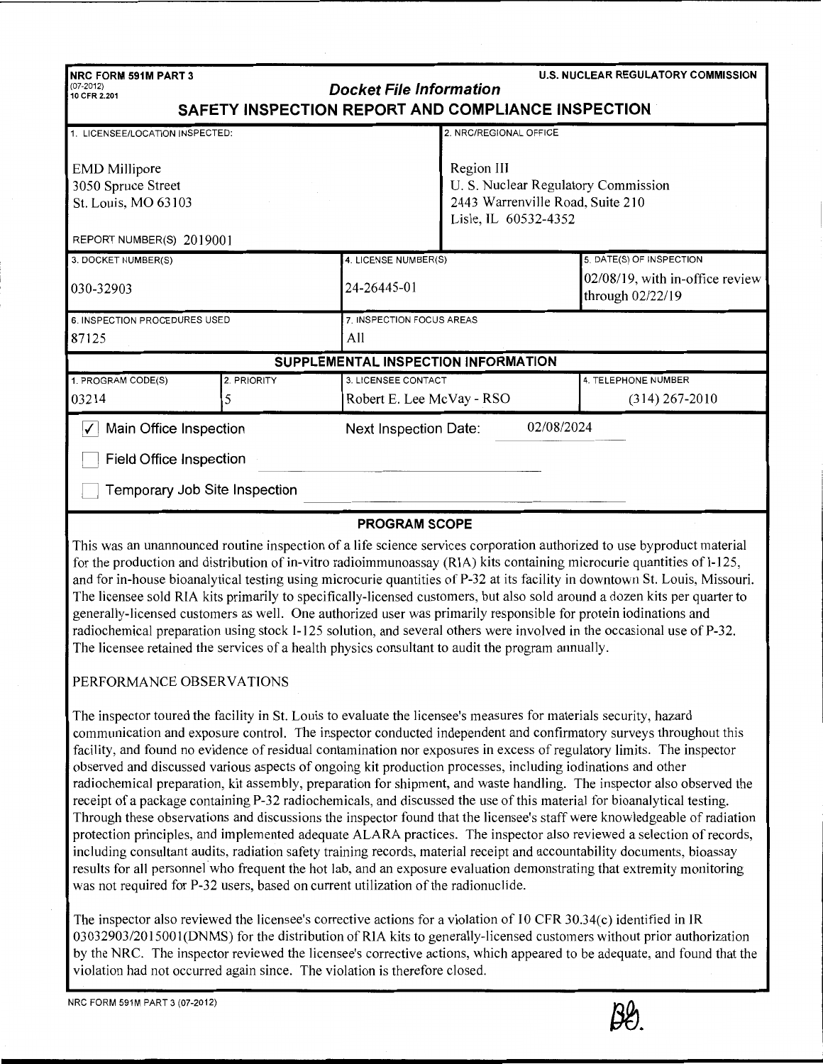NRC FORM 591M PART 3 (07-2012) 10 CFR 2.201

**U.S. NUCLEAR REGULATORY COMMISSION**

***Docket File Information***

## SAFETY INSPECTION REPORT AND COMPLIANCE INSPECTION

| 1. LICENSEE/LOCATION INSPECTED: | 2. NRC/REGIONAL OFFICE |
|---|---|
| EMD Millipore<br>3050 Spruce Street<br>St. Louis, MO 63103<br><br>REPORT NUMBER(S) 2019001 | Region III<br>U. S. Nuclear Regulatory Commission<br>2443 Warrenville Road, Suite 210<br>Lisle, IL 60532-4352 |

| 3. DOCKET NUMBER(S) | 4. LICENSE NUMBER(S) | 5. DATE(S) OF INSPECTION |
|---|---|---|
| 030-32903 | 24-26445-01 | 02/08/19, with in-office review through 02/22/19 |

| 6. INSPECTION PROCEDURES USED | 7. INSPECTION FOCUS AREAS |
|---|---|
| 87125 | All |

### SUPPLEMENTAL INSPECTION INFORMATION

| 1. PROGRAM CODE(S) | 2. PRIORITY | 3. LICENSEE CONTACT | 4. TELEPHONE NUMBER |
|---|---|---|---|
| 03214 | 5 | Robert E. Lee McVay - RSO | (314) 267-2010 |

- [x] Main Office Inspection — Next Inspection Date: 02/08/2024
- [ ] Field Office Inspection
- [ ] Temporary Job Site Inspection

### PROGRAM SCOPE

This was an unannounced routine inspection of a life science services corporation authorized to use byproduct material for the production and distribution of in-vitro radioimmunoassay (RIA) kits containing microcurie quantities of I-125, and for in-house bioanalytical testing using microcurie quantities of P-32 at its facility in downtown St. Louis, Missouri. The licensee sold RIA kits primarily to specifically-licensed customers, but also sold around a dozen kits per quarter to generally-licensed customers as well. One authorized user was primarily responsible for protein iodinations and radiochemical preparation using stock I-125 solution, and several others were involved in the occasional use of P-32. The licensee retained the services of a health physics consultant to audit the program annually.

PERFORMANCE OBSERVATIONS

The inspector toured the facility in St. Louis to evaluate the licensee's measures for materials security, hazard communication and exposure control. The inspector conducted independent and confirmatory surveys throughout this facility, and found no evidence of residual contamination nor exposures in excess of regulatory limits. The inspector observed and discussed various aspects of ongoing kit production processes, including iodinations and other radiochemical preparation, kit assembly, preparation for shipment, and waste handling. The inspector also observed the receipt of a package containing P-32 radiochemicals, and discussed the use of this material for bioanalytical testing. Through these observations and discussions the inspector found that the licensee's staff were knowledgeable of radiation protection principles, and implemented adequate ALARA practices. The inspector also reviewed a selection of records, including consultant audits, radiation safety training records, material receipt and accountability documents, bioassay results for all personnel who frequent the hot lab, and an exposure evaluation demonstrating that extremity monitoring was not required for P-32 users, based on current utilization of the radionuclide.

The inspector also reviewed the licensee's corrective actions for a violation of 10 CFR 30.34(c) identified in IR 03032903/2015001(DNMS) for the distribution of RIA kits to generally-licensed customers without prior authorization by the NRC. The inspector reviewed the licensee's corrective actions, which appeared to be adequate, and found that the violation had not occurred again since. The violation is therefore closed.

NRC FORM 591M PART 3 (07-2012)

BB.